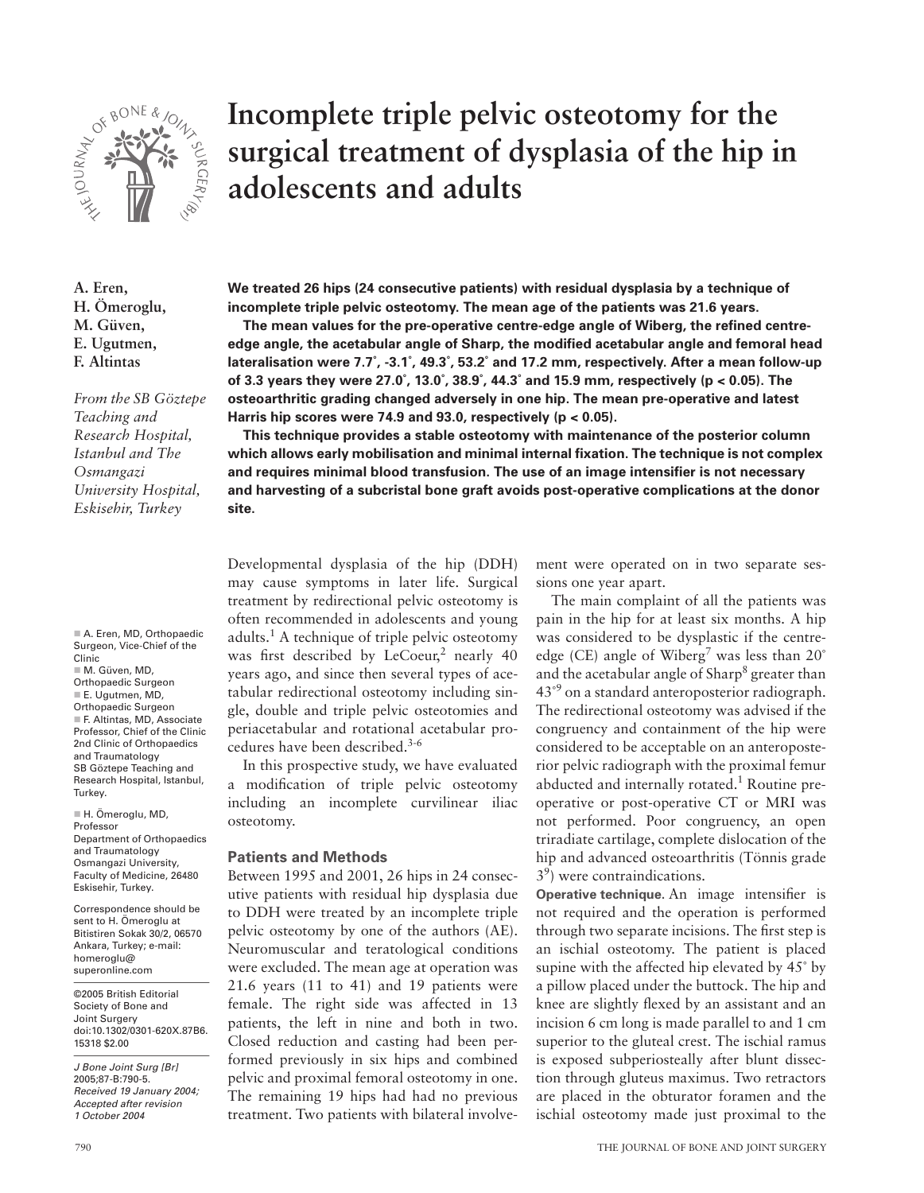# Incomplete triple pelvic osteotomy for the surgical treatment of dysplasia of the hip in adolescents and adults

**A. Eren, H. Ömeroglu, M. Güven, E. Ugutmen, F. Altintas**

*From the SB Göztepe Teaching and Research Hospital, Istanbul and The Osmangazi University Hospital, Eskisehir, Turkey*

**We treated 26 hips (24 consecutive patients) with residual dysplasia by a technique of incomplete triple pelvic osteotomy. The mean age of the patients was 21.6 years.**

**The mean values for the pre-operative centre-edge angle of Wiberg, the refined centre-edge angle, the acetabular angle of Sharp, the modified acetabular angle and femoral head lateralisation were 7.7˚, -3.1˚, 49.3˚, 53.2˚ and 17.2 mm, respectively. After a mean follow-up of 3.3 years they were 27.0˚, 13.0˚, 38.9˚, 44.3˚ and 15.9 mm, respectively ($p < 0.05$). The osteoarthritic grading changed adversely in one hip. The mean pre-operative and latest Harris hip scores were 74.9 and 93.0, respectively ($p < 0.05$).**

**This technique provides a stable osteotomy with maintenance of the posterior column which allows early mobilisation and minimal internal fixation. The technique is not complex and requires minimal blood transfusion. The use of an image intensifier is not necessary and harvesting of a subcristal bone graft avoids post-operative complications at the donor site.**

Developmental dysplasia of the hip (DDH) may cause symptoms in later life. Surgical treatment by redirectional pelvic osteotomy is often recommended in adolescents and young adults.[1] A technique of triple pelvic osteotomy was first described by LeCoeur,[2] nearly 40 years ago, and since then several types of acetabular redirectional osteotomy including single, double and triple pelvic osteotomies and periacetabular and rotational acetabular procedures have been described.[3-6]

In this prospective study, we have evaluated a modification of triple pelvic osteotomy including an incomplete curvilinear iliac osteotomy.

## Patients and Methods

Between 1995 and 2001, 26 hips in 24 consecutive patients with residual hip dysplasia due to DDH were treated by an incomplete triple pelvic osteotomy by one of the authors (AE). Neuromuscular and teratological conditions were excluded. The mean age at operation was 21.6 years (11 to 41) and 19 patients were female. The right side was affected in 13 patients, the left in nine and both in two. Closed reduction and casting had been performed previously in six hips and combined pelvic and proximal femoral osteotomy in one. The remaining 19 hips had had no previous treatment. Two patients with bilateral involvement were operated on in two separate sessions one year apart.

The main complaint of all the patients was pain in the hip for at least six months. A hip was considered to be dysplastic if the centre-edge (CE) angle of Wiberg[7] was less than 20˚ and the acetabular angle of Sharp[8] greater than 43˚[9] on a standard anteroposterior radiograph. The redirectional osteotomy was advised if the congruency and containment of the hip were considered to be acceptable on an anteroposterior pelvic radiograph with the proximal femur abducted and internally rotated.[1] Routine pre-operative or post-operative CT or MRI was not performed. Poor congruency, an open triradiate cartilage, complete dislocation of the hip and advanced osteoarthritis (Tönnis grade 3[9]) were contraindications.

**Operative technique**. An image intensifier is not required and the operation is performed through two separate incisions. The first step is an ischial osteotomy. The patient is placed supine with the affected hip elevated by 45˚ by a pillow placed under the buttock. The hip and knee are slightly flexed by an assistant and an incision 6 cm long is made parallel to and 1 cm superior to the gluteal crest. The ischial ramus is exposed subperiosteally after blunt dissection through gluteus maximus. Two retractors are placed in the obturator foramen and the ischial osteotomy made just proximal to the

A. Eren, MD, Orthopaedic Surgeon, Vice-Chief of the Clinic
M. Güven, MD, Orthopaedic Surgeon
E. Ugutmen, MD, Orthopaedic Surgeon
F. Altintas, MD, Associate Professor, Chief of the Clinic
2nd Clinic of Orthopaedics and Traumatology
SB Göztepe Teaching and Research Hospital, Istanbul, Turkey.

H. Ömeroglu, MD, Professor
Department of Orthopaedics and Traumatology
Osmangazi University, Faculty of Medicine, 26480 Eskisehir, Turkey.

Correspondence should be sent to H. Ömeroglu at Bitistiren Sokak 30/2, 06570 Ankara, Turkey; e-mail: homeroglu@superonline.com

©2005 British Editorial Society of Bone and Joint Surgery
doi:10.1302/0301-620X.87B6.15318 $2.00

*J Bone Joint Surg [Br]* 2005;87-B:790-5.
*Received 19 January 2004; Accepted after revision 1 October 2004*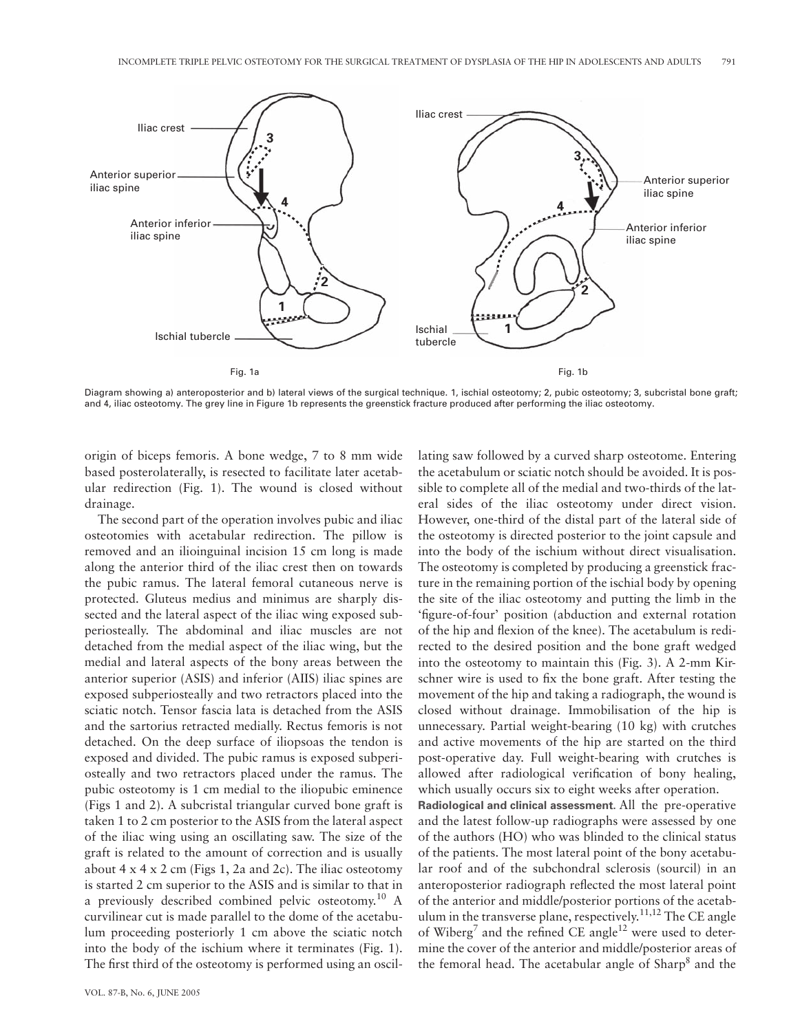Fig. 1a

Fig. 1b

Diagram showing a) anteroposterior and b) lateral views of the surgical technique. 1, ischial osteotomy; 2, pubic osteotomy; 3, subcristal bone graft; and 4, iliac osteotomy. The grey line in Figure 1b represents the greenstick fracture produced after performing the iliac osteotomy.

origin of biceps femoris. A bone wedge, 7 to 8 mm wide based posterolaterally, is resected to facilitate later acetabular redirection (Fig. 1). The wound is closed without drainage.

The second part of the operation involves pubic and iliac osteotomies with acetabular redirection. The pillow is removed and an ilioinguinal incision 15 cm long is made along the anterior third of the iliac crest then on towards the pubic ramus. The lateral femoral cutaneous nerve is protected. Gluteus medius and minimus are sharply dissected and the lateral aspect of the iliac wing exposed subperiosteally. The abdominal and iliac muscles are not detached from the medial aspect of the iliac wing, but the medial and lateral aspects of the bony areas between the anterior superior (ASIS) and inferior (AIIS) iliac spines are exposed subperiosteally and two retractors placed into the sciatic notch. Tensor fascia lata is detached from the ASIS and the sartorius retracted medially. Rectus femoris is not detached. On the deep surface of iliopsoas the tendon is exposed and divided. The pubic ramus is exposed subperiosteally and two retractors placed under the ramus. The pubic osteotomy is 1 cm medial to the iliopubic eminence (Figs 1 and 2). A subcristal triangular curved bone graft is taken 1 to 2 cm posterior to the ASIS from the lateral aspect of the iliac wing using an oscillating saw. The size of the graft is related to the amount of correction and is usually about 4 x 4 x 2 cm (Figs 1, 2a and 2c). The iliac osteotomy is started 2 cm superior to the ASIS and is similar to that in a previously described combined pelvic osteotomy.[10] A curvilinear cut is made parallel to the dome of the acetabulum proceeding posteriorly 1 cm above the sciatic notch into the body of the ischium where it terminates (Fig. 1). The first third of the osteotomy is performed using an oscillating saw followed by a curved sharp osteotome. Entering the acetabulum or sciatic notch should be avoided. It is possible to complete all of the medial and two-thirds of the lateral sides of the iliac osteotomy under direct vision. However, one-third of the distal part of the lateral side of the osteotomy is directed posterior to the joint capsule and into the body of the ischium without direct visualisation. The osteotomy is completed by producing a greenstick fracture in the remaining portion of the ischial body by opening the site of the iliac osteotomy and putting the limb in the 'figure-of-four' position (abduction and external rotation of the hip and flexion of the knee). The acetabulum is redirected to the desired position and the bone graft wedged into the osteotomy to maintain this (Fig. 3). A 2-mm Kirschner wire is used to fix the bone graft. After testing the movement of the hip and taking a radiograph, the wound is closed without drainage. Immobilisation of the hip is unnecessary. Partial weight-bearing (10 kg) with crutches and active movements of the hip are started on the third post-operative day. Full weight-bearing with crutches is allowed after radiological verification of bony healing, which usually occurs six to eight weeks after operation.

**Radiological and clinical assessment.** All the pre-operative and the latest follow-up radiographs were assessed by one of the authors (HO) who was blinded to the clinical status of the patients. The most lateral point of the bony acetabular roof and of the subchondral sclerosis (sourcil) in an anteroposterior radiograph reflected the most lateral point of the anterior and middle/posterior portions of the acetabulum in the transverse plane, respectively.[11,12] The CE angle of Wiberg[7] and the refined CE angle[12] were used to determine the cover of the anterior and middle/posterior areas of the femoral head. The acetabular angle of Sharp[8] and the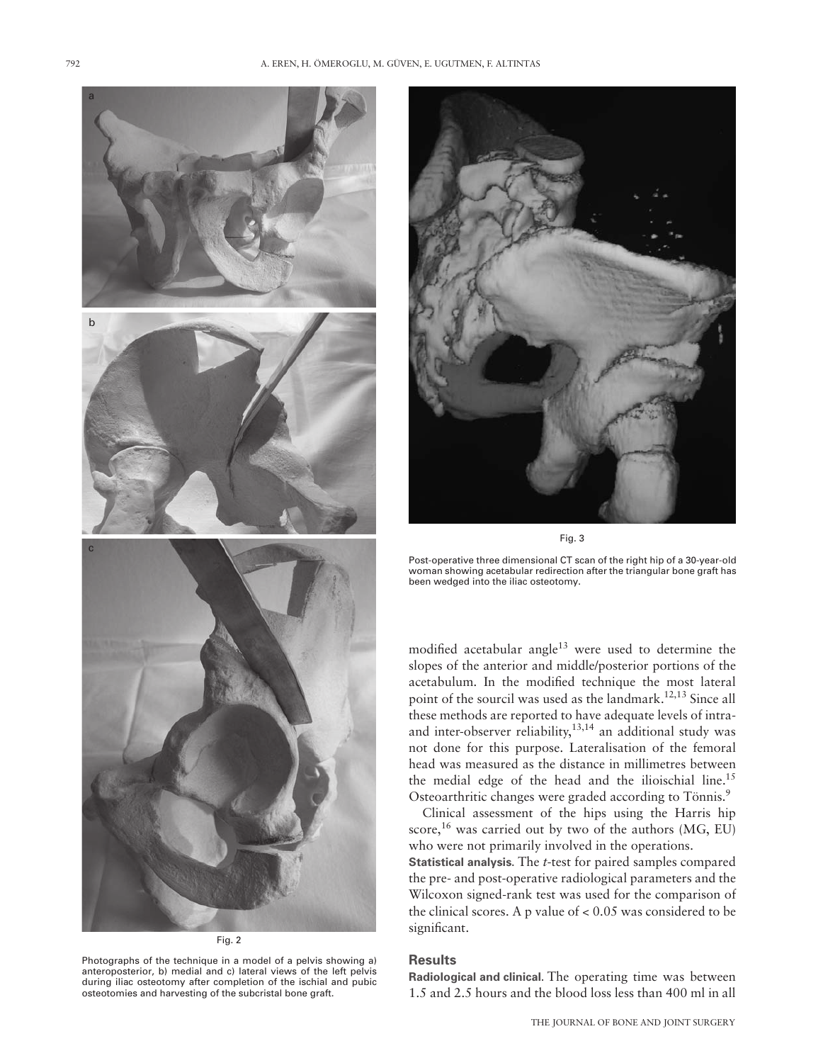Fig. 2

Photographs of the technique in a model of a pelvis showing a) anteroposterior, b) medial and c) lateral views of the left pelvis during iliac osteotomy after completion of the ischial and pubic osteotomies and harvesting of the subcristal bone graft.

Fig. 3

Post-operative three dimensional CT scan of the right hip of a 30-year-old woman showing acetabular redirection after the triangular bone graft has been wedged into the iliac osteotomy.

modified acetabular angle[13] were used to determine the slopes of the anterior and middle/posterior portions of the acetabulum. In the modified technique the most lateral point of the sourcil was used as the landmark.[12,13] Since all these methods are reported to have adequate levels of intra- and inter-observer reliability,[13,14] an additional study was not done for this purpose. Lateralisation of the femoral head was measured as the distance in millimetres between the medial edge of the head and the ilioischial line.[15] Osteoarthritic changes were graded according to Tönnis.[9]

Clinical assessment of the hips using the Harris hip score,[16] was carried out by two of the authors (MG, EU) who were not primarily involved in the operations.

**Statistical analysis.** The *t*-test for paired samples compared the pre- and post-operative radiological parameters and the Wilcoxon signed-rank test was used for the comparison of the clinical scores. A p value of $< 0.05$ was considered to be significant.

## Results

**Radiological and clinical.** The operating time was between 1.5 and 2.5 hours and the blood loss less than 400 ml in all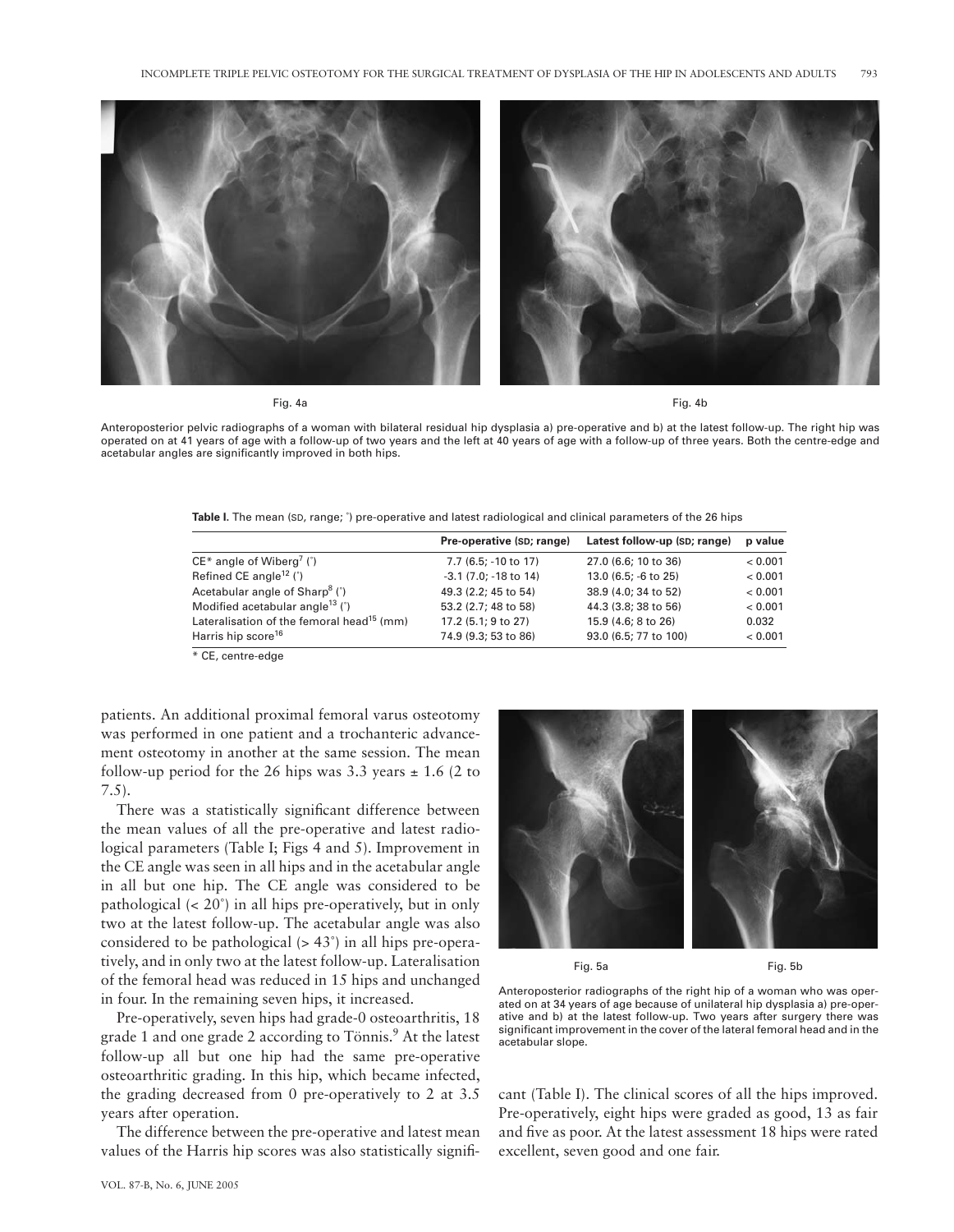Fig. 4a

Fig. 4b

Anteroposterior pelvic radiographs of a woman with bilateral residual hip dysplasia a) pre-operative and b) at the latest follow-up. The right hip was operated on at 41 years of age with a follow-up of two years and the left at 40 years of age with a follow-up of three years. Both the centre-edge and acetabular angles are significantly improved in both hips.

**Table I.** The mean (SD, range; °) pre-operative and latest radiological and clinical parameters of the 26 hips

| | Pre-operative (SD; range) | Latest follow-up (SD; range) | p value |
|---|---|---|---|
| CE* angle of Wiberg[7] (°) | 7.7 (6.5; -10 to 17) | 27.0 (6.6; 10 to 36) | < 0.001 |
| Refined CE angle[12] (°) | -3.1 (7.0; -18 to 14) | 13.0 (6.5; -6 to 25) | < 0.001 |
| Acetabular angle of Sharp[8] (°) | 49.3 (2.2; 45 to 54) | 38.9 (4.0; 34 to 52) | < 0.001 |
| Modified acetabular angle[13] (°) | 53.2 (2.7; 48 to 58) | 44.3 (3.8; 38 to 56) | < 0.001 |
| Lateralisation of the femoral head[15] (mm) | 17.2 (5.1; 9 to 27) | 15.9 (4.6; 8 to 26) | 0.032 |
| Harris hip score[16] | 74.9 (9.3; 53 to 86) | 93.0 (6.5; 77 to 100) | < 0.001 |

\* CE, centre-edge

patients. An additional proximal femoral varus osteotomy was performed in one patient and a trochanteric advancement osteotomy in another at the same session. The mean follow-up period for the 26 hips was 3.3 years ± 1.6 (2 to 7.5).

There was a statistically significant difference between the mean values of all the pre-operative and latest radiological parameters (Table I; Figs 4 and 5). Improvement in the CE angle was seen in all hips and in the acetabular angle in all but one hip. The CE angle was considered to be pathological (< 20°) in all hips pre-operatively, but in only two at the latest follow-up. The acetabular angle was also considered to be pathological (> 43°) in all hips pre-operatively, and in only two at the latest follow-up. Lateralisation of the femoral head was reduced in 15 hips and unchanged in four. In the remaining seven hips, it increased.

Pre-operatively, seven hips had grade-0 osteoarthritis, 18 grade 1 and one grade 2 according to Tönnis.[9] At the latest follow-up all but one hip had the same pre-operative osteoarthritic grading. In this hip, which became infected, the grading decreased from 0 pre-operatively to 2 at 3.5 years after operation.

The difference between the pre-operative and latest mean values of the Harris hip scores was also statistically significant (Table I). The clinical scores of all the hips improved. Pre-operatively, eight hips were graded as good, 13 as fair and five as poor. At the latest assessment 18 hips were rated excellent, seven good and one fair.

Fig. 5a

Fig. 5b

Anteroposterior radiographs of the right hip of a woman who was operated on at 34 years of age because of unilateral hip dysplasia a) pre-operative and b) at the latest follow-up. Two years after surgery there was significant improvement in the cover of the lateral femoral head and in the acetabular slope.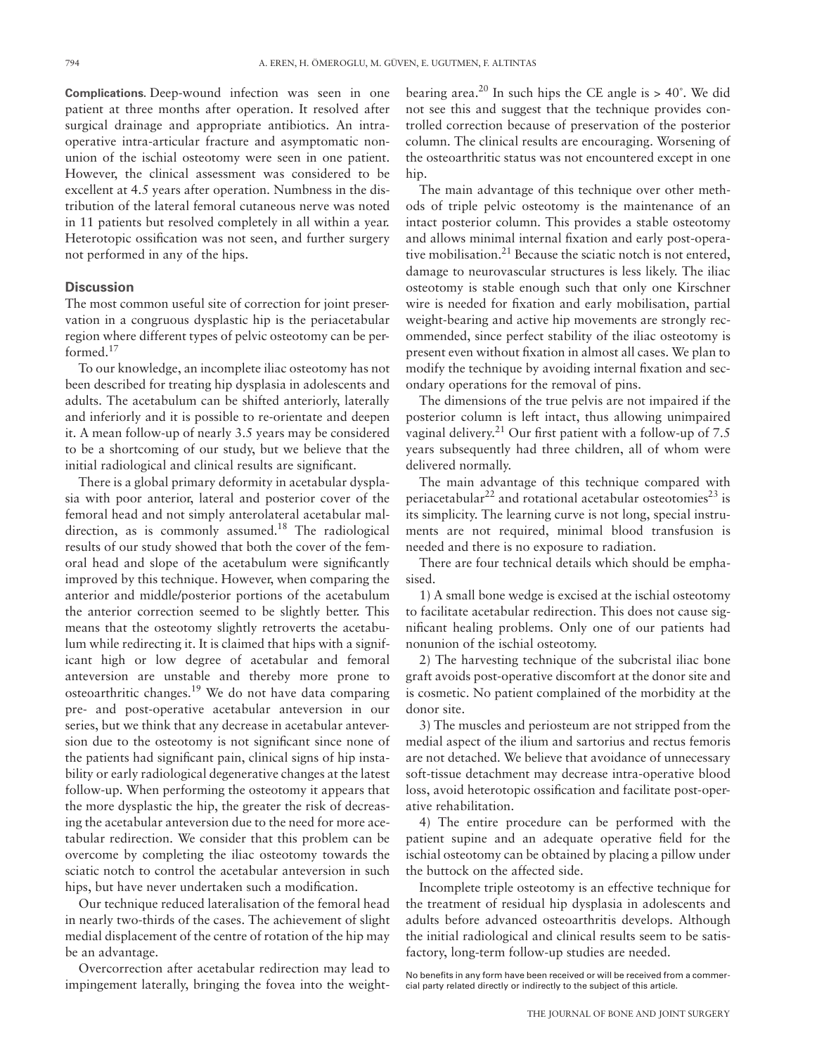**Complications.** Deep-wound infection was seen in one patient at three months after operation. It resolved after surgical drainage and appropriate antibiotics. An intra-operative intra-articular fracture and asymptomatic non-union of the ischial osteotomy were seen in one patient. However, the clinical assessment was considered to be excellent at 4.5 years after operation. Numbness in the distribution of the lateral femoral cutaneous nerve was noted in 11 patients but resolved completely in all within a year. Heterotopic ossification was not seen, and further surgery not performed in any of the hips.

## Discussion

The most common useful site of correction for joint preservation in a congruous dysplastic hip is the periacetabular region where different types of pelvic osteotomy can be performed.[17]

To our knowledge, an incomplete iliac osteotomy has not been described for treating hip dysplasia in adolescents and adults. The acetabulum can be shifted anteriorly, laterally and inferiorly and it is possible to re-orientate and deepen it. A mean follow-up of nearly 3.5 years may be considered to be a shortcoming of our study, but we believe that the initial radiological and clinical results are significant.

There is a global primary deformity in acetabular dysplasia with poor anterior, lateral and posterior cover of the femoral head and not simply anterolateral acetabular maldirection, as is commonly assumed.[18] The radiological results of our study showed that both the cover of the femoral head and slope of the acetabulum were significantly improved by this technique. However, when comparing the anterior and middle/posterior portions of the acetabulum the anterior correction seemed to be slightly better. This means that the osteotomy slightly retroverts the acetabulum while redirecting it. It is claimed that hips with a significant high or low degree of acetabular and femoral anteversion are unstable and thereby more prone to osteoarthritic changes.[19] We do not have data comparing pre- and post-operative acetabular anteversion in our series, but we think that any decrease in acetabular anteversion due to the osteotomy is not significant since none of the patients had significant pain, clinical signs of hip instability or early radiological degenerative changes at the latest follow-up. When performing the osteotomy it appears that the more dysplastic the hip, the greater the risk of decreasing the acetabular anteversion due to the need for more acetabular redirection. We consider that this problem can be overcome by completing the iliac osteotomy towards the sciatic notch to control the acetabular anteversion in such hips, but have never undertaken such a modification.

Our technique reduced lateralisation of the femoral head in nearly two-thirds of the cases. The achievement of slight medial displacement of the centre of rotation of the hip may be an advantage.

Overcorrection after acetabular redirection may lead to impingement laterally, bringing the fovea into the weight-bearing area.[20] In such hips the CE angle is > 40°. We did not see this and suggest that the technique provides controlled correction because of preservation of the posterior column. The clinical results are encouraging. Worsening of the osteoarthritic status was not encountered except in one hip.

The main advantage of this technique over other methods of triple pelvic osteotomy is the maintenance of an intact posterior column. This provides a stable osteotomy and allows minimal internal fixation and early post-operative mobilisation.[21] Because the sciatic notch is not entered, damage to neurovascular structures is less likely. The iliac osteotomy is stable enough such that only one Kirschner wire is needed for fixation and early mobilisation, partial weight-bearing and active hip movements are strongly recommended, since perfect stability of the iliac osteotomy is present even without fixation in almost all cases. We plan to modify the technique by avoiding internal fixation and secondary operations for the removal of pins.

The dimensions of the true pelvis are not impaired if the posterior column is left intact, thus allowing unimpaired vaginal delivery.[21] Our first patient with a follow-up of 7.5 years subsequently had three children, all of whom were delivered normally.

The main advantage of this technique compared with periacetabular[22] and rotational acetabular osteotomies[23] is its simplicity. The learning curve is not long, special instruments are not required, minimal blood transfusion is needed and there is no exposure to radiation.

There are four technical details which should be emphasised.

1) A small bone wedge is excised at the ischial osteotomy to facilitate acetabular redirection. This does not cause significant healing problems. Only one of our patients had nonunion of the ischial osteotomy.

2) The harvesting technique of the subcristal iliac bone graft avoids post-operative discomfort at the donor site and is cosmetic. No patient complained of the morbidity at the donor site.

3) The muscles and periosteum are not stripped from the medial aspect of the ilium and sartorius and rectus femoris are not detached. We believe that avoidance of unnecessary soft-tissue detachment may decrease intra-operative blood loss, avoid heterotopic ossification and facilitate post-operative rehabilitation.

4) The entire procedure can be performed with the patient supine and an adequate operative field for the ischial osteotomy can be obtained by placing a pillow under the buttock on the affected side.

Incomplete triple osteotomy is an effective technique for the treatment of residual hip dysplasia in adolescents and adults before advanced osteoarthritis develops. Although the initial radiological and clinical results seem to be satisfactory, long-term follow-up studies are needed.

No benefits in any form have been received or will be received from a commercial party related directly or indirectly to the subject of this article.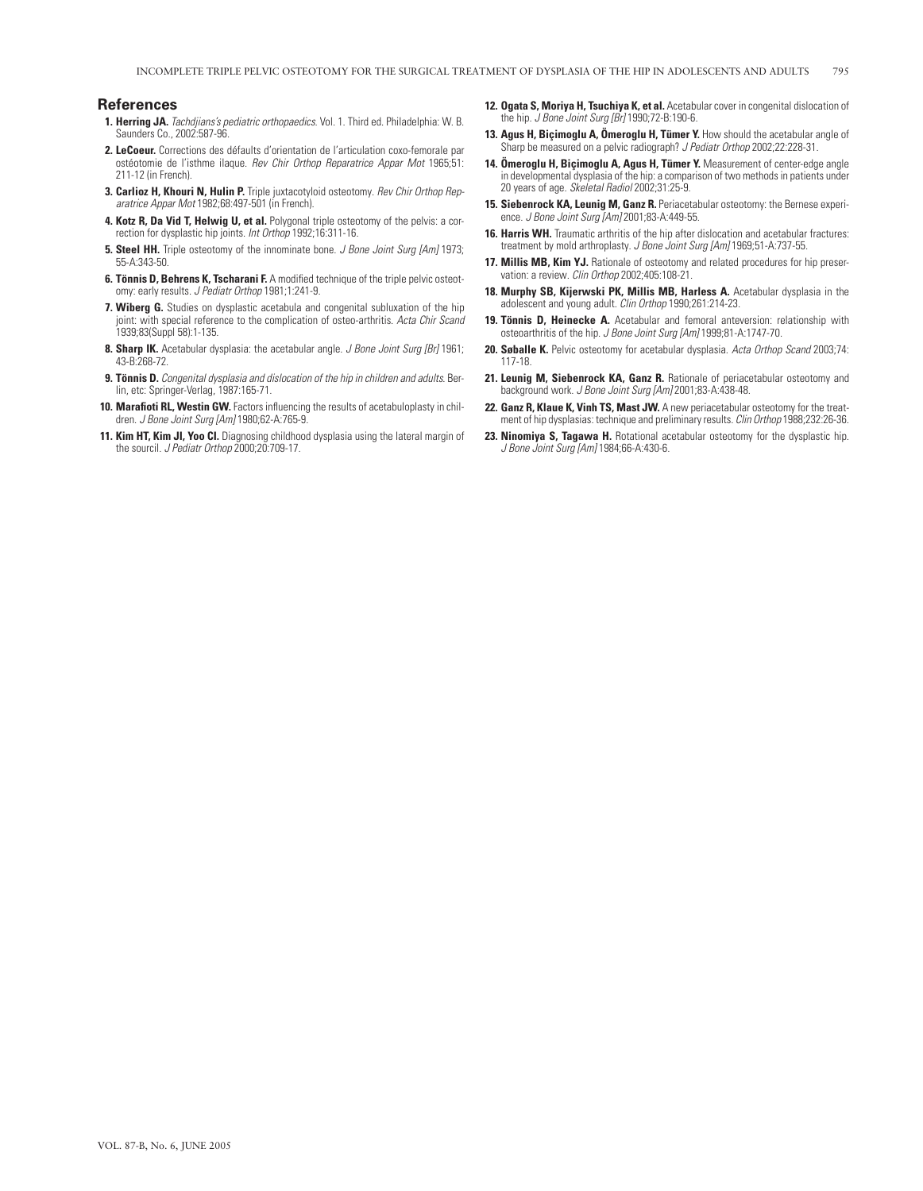## References

1. **Herring JA.** *Tachdjians's pediatric orthopaedics.* Vol. 1. Third ed. Philadelphia: W. B. Saunders Co., 2002:587-96.
2. **LeCoeur.** Corrections des défaults d'orientation de l'articulation coxo-femorale par ostéotomie de l'isthme ilaque. *Rev Chir Orthop Reparatrice Appar Mot* 1965;51: 211-12 (in French).
3. **Carlioz H, Khouri N, Hulin P.** Triple juxtacotyloid osteotomy. *Rev Chir Orthop Reparatrice Appar Mot* 1982;68:497-501 (in French).
4. **Kotz R, Da Vid T, Helwig U, et al.** Polygonal triple osteotomy of the pelvis: a correction for dysplastic hip joints. *Int Orthop* 1992;16:311-16.
5. **Steel HH.** Triple osteotomy of the innominate bone. *J Bone Joint Surg [Am]* 1973; 55-A:343-50.
6. **Tönnis D, Behrens K, Tscharani F.** A modified technique of the triple pelvic osteotomy: early results. *J Pediatr Orthop* 1981;1:241-9.
7. **Wiberg G.** Studies on dysplastic acetabula and congenital subluxation of the hip joint: with special reference to the complication of osteo-arthritis. *Acta Chir Scand* 1939;83(Suppl 58):1-135.
8. **Sharp IK.** Acetabular dysplasia: the acetabular angle. *J Bone Joint Surg [Br]* 1961; 43-B:268-72.
9. **Tönnis D.** *Congenital dysplasia and dislocation of the hip in children and adults.* Berlin, etc: Springer-Verlag, 1987:165-71.
10. **Marafioti RL, Westin GW.** Factors influencing the results of acetabuloplasty in children. *J Bone Joint Surg [Am]* 1980;62-A:765-9.
11. **Kim HT, Kim JI, Yoo CI.** Diagnosing childhood dysplasia using the lateral margin of the sourcil. *J Pediatr Orthop* 2000;20:709-17.
12. **Ogata S, Moriya H, Tsuchiya K, et al.** Acetabular cover in congenital dislocation of the hip. *J Bone Joint Surg [Br]* 1990;72-B:190-6.
13. **Agus H, Biçimoglu A, Ömeroglu H, Tümer Y.** How should the acetabular angle of Sharp be measured on a pelvic radiograph? *J Pediatr Orthop* 2002;22:228-31.
14. **Ömeroglu H, Biçimoglu A, Agus H, Tümer Y.** Measurement of center-edge angle in developmental dysplasia of the hip: a comparison of two methods in patients under 20 years of age. *Skeletal Radiol* 2002;31:25-9.
15. **Siebenrock KA, Leunig M, Ganz R.** Periacetabular osteotomy: the Bernese experience. *J Bone Joint Surg [Am]* 2001;83-A:449-55.
16. **Harris WH.** Traumatic arthritis of the hip after dislocation and acetabular fractures: treatment by mold arthroplasty. *J Bone Joint Surg [Am]* 1969;51-A:737-55.
17. **Millis MB, Kim YJ.** Rationale of osteotomy and related procedures for hip preservation: a review. *Clin Orthop* 2002;405:108-21.
18. **Murphy SB, Kijerwski PK, Millis MB, Harless A.** Acetabular dysplasia in the adolescent and young adult. *Clin Orthop* 1990;261:214-23.
19. **Tönnis D, Heinecke A.** Acetabular and femoral anteversion: relationship with osteoarthritis of the hip. *J Bone Joint Surg [Am]* 1999;81-A:1747-70.
20. **Søballe K.** Pelvic osteotomy for acetabular dysplasia. *Acta Orthop Scand* 2003;74: 117-18.
21. **Leunig M, Siebenrock KA, Ganz R.** Rationale of periacetabular osteotomy and background work. *J Bone Joint Surg [Am]* 2001;83-A:438-48.
22. **Ganz R, Klaue K, Vinh TS, Mast JW.** A new periacetabular osteotomy for the treatment of hip dysplasias: technique and preliminary results. *Clin Orthop* 1988;232:26-36.
23. **Ninomiya S, Tagawa H.** Rotational acetabular osteotomy for the dysplastic hip. *J Bone Joint Surg [Am]* 1984;66-A:430-6.